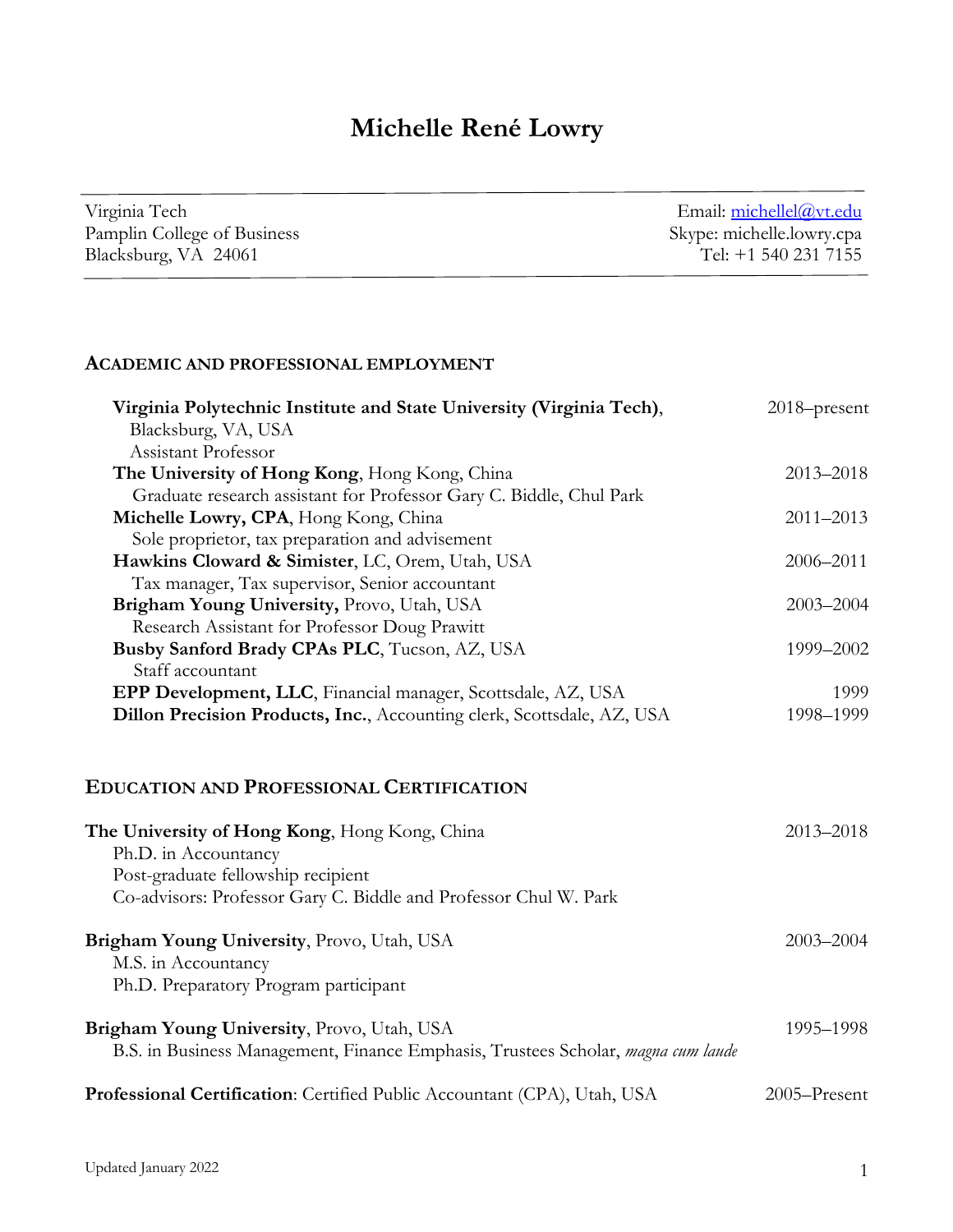# Michelle René Lowry

Virginia Tech
Pamplin College of Business
Blacksburg, VA 24061

Email: michellel@vt.edu
Skype: michelle.lowry.cpa
Tel: +1 540 231 7155

## ACADEMIC AND PROFESSIONAL EMPLOYMENT

**Virginia Polytechnic Institute and State University (Virginia Tech)**, Blacksburg, VA, USA — 2018–present
Assistant Professor

**The University of Hong Kong**, Hong Kong, China — 2013–2018
Graduate research assistant for Professor Gary C. Biddle, Chul Park

**Michelle Lowry, CPA**, Hong Kong, China — 2011–2013
Sole proprietor, tax preparation and advisement

**Hawkins Cloward & Simister**, LC, Orem, Utah, USA — 2006–2011
Tax manager, Tax supervisor, Senior accountant

**Brigham Young University,** Provo, Utah, USA — 2003–2004
Research Assistant for Professor Doug Prawitt

**Busby Sanford Brady CPAs PLC**, Tucson, AZ, USA — 1999–2002
Staff accountant

**EPP Development, LLC**, Financial manager, Scottsdale, AZ, USA — 1999

**Dillon Precision Products, Inc.**, Accounting clerk, Scottsdale, AZ, USA — 1998–1999

## EDUCATION AND PROFESSIONAL CERTIFICATION

**The University of Hong Kong**, Hong Kong, China — 2013–2018
Ph.D. in Accountancy
Post-graduate fellowship recipient
Co-advisors: Professor Gary C. Biddle and Professor Chul W. Park

**Brigham Young University**, Provo, Utah, USA — 2003–2004
M.S. in Accountancy
Ph.D. Preparatory Program participant

**Brigham Young University**, Provo, Utah, USA — 1995–1998
B.S. in Business Management, Finance Emphasis, Trustees Scholar, *magna cum laude*

**Professional Certification**: Certified Public Accountant (CPA), Utah, USA — 2005–Present

Updated January 2022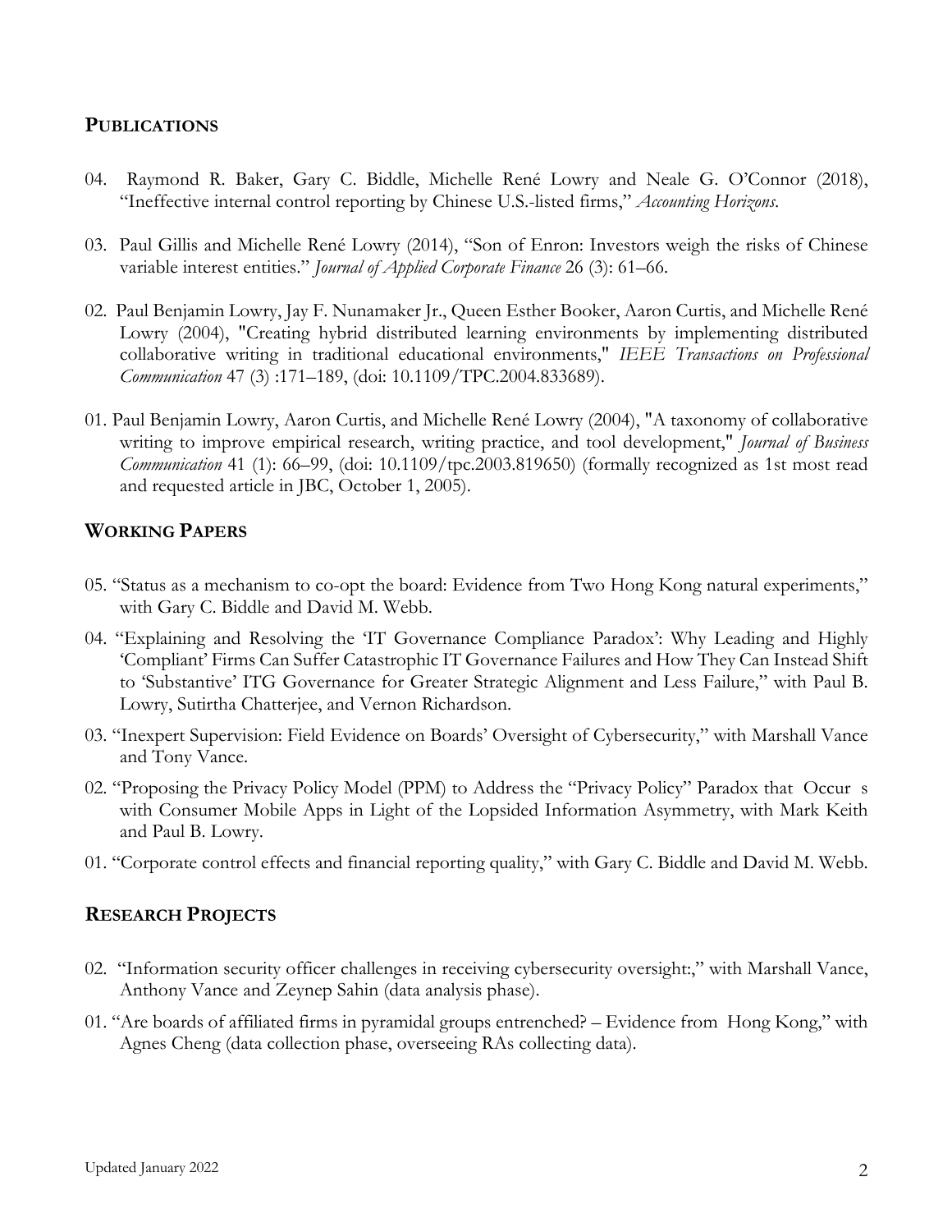## PUBLICATIONS

04. Raymond R. Baker, Gary C. Biddle, Michelle René Lowry and Neale G. O'Connor (2018), "Ineffective internal control reporting by Chinese U.S.-listed firms," *Accounting Horizons*.

03. Paul Gillis and Michelle René Lowry (2014), "Son of Enron: Investors weigh the risks of Chinese variable interest entities." *Journal of Applied Corporate Finance* 26 (3): 61–66.

02. Paul Benjamin Lowry, Jay F. Nunamaker Jr., Queen Esther Booker, Aaron Curtis, and Michelle René Lowry (2004), "Creating hybrid distributed learning environments by implementing distributed collaborative writing in traditional educational environments," *IEEE Transactions on Professional Communication* 47 (3) :171–189, (doi: 10.1109/TPC.2004.833689).

01. Paul Benjamin Lowry, Aaron Curtis, and Michelle René Lowry (2004), "A taxonomy of collaborative writing to improve empirical research, writing practice, and tool development," *Journal of Business Communication* 41 (1): 66–99, (doi: 10.1109/tpc.2003.819650) (formally recognized as 1st most read and requested article in JBC, October 1, 2005).

## WORKING PAPERS

05. "Status as a mechanism to co-opt the board: Evidence from Two Hong Kong natural experiments," with Gary C. Biddle and David M. Webb.

04. "Explaining and Resolving the 'IT Governance Compliance Paradox': Why Leading and Highly 'Compliant' Firms Can Suffer Catastrophic IT Governance Failures and How They Can Instead Shift to 'Substantive' ITG Governance for Greater Strategic Alignment and Less Failure," with Paul B. Lowry, Sutirtha Chatterjee, and Vernon Richardson.

03. "Inexpert Supervision: Field Evidence on Boards' Oversight of Cybersecurity," with Marshall Vance and Tony Vance.

02. "Proposing the Privacy Policy Model (PPM) to Address the "Privacy Policy" Paradox that Occur s with Consumer Mobile Apps in Light of the Lopsided Information Asymmetry, with Mark Keith and Paul B. Lowry.

01. "Corporate control effects and financial reporting quality," with Gary C. Biddle and David M. Webb.

## RESEARCH PROJECTS

02. "Information security officer challenges in receiving cybersecurity oversight:," with Marshall Vance, Anthony Vance and Zeynep Sahin (data analysis phase).

01. "Are boards of affiliated firms in pyramidal groups entrenched? – Evidence from Hong Kong," with Agnes Cheng (data collection phase, overseeing RAs collecting data).

Updated January 2022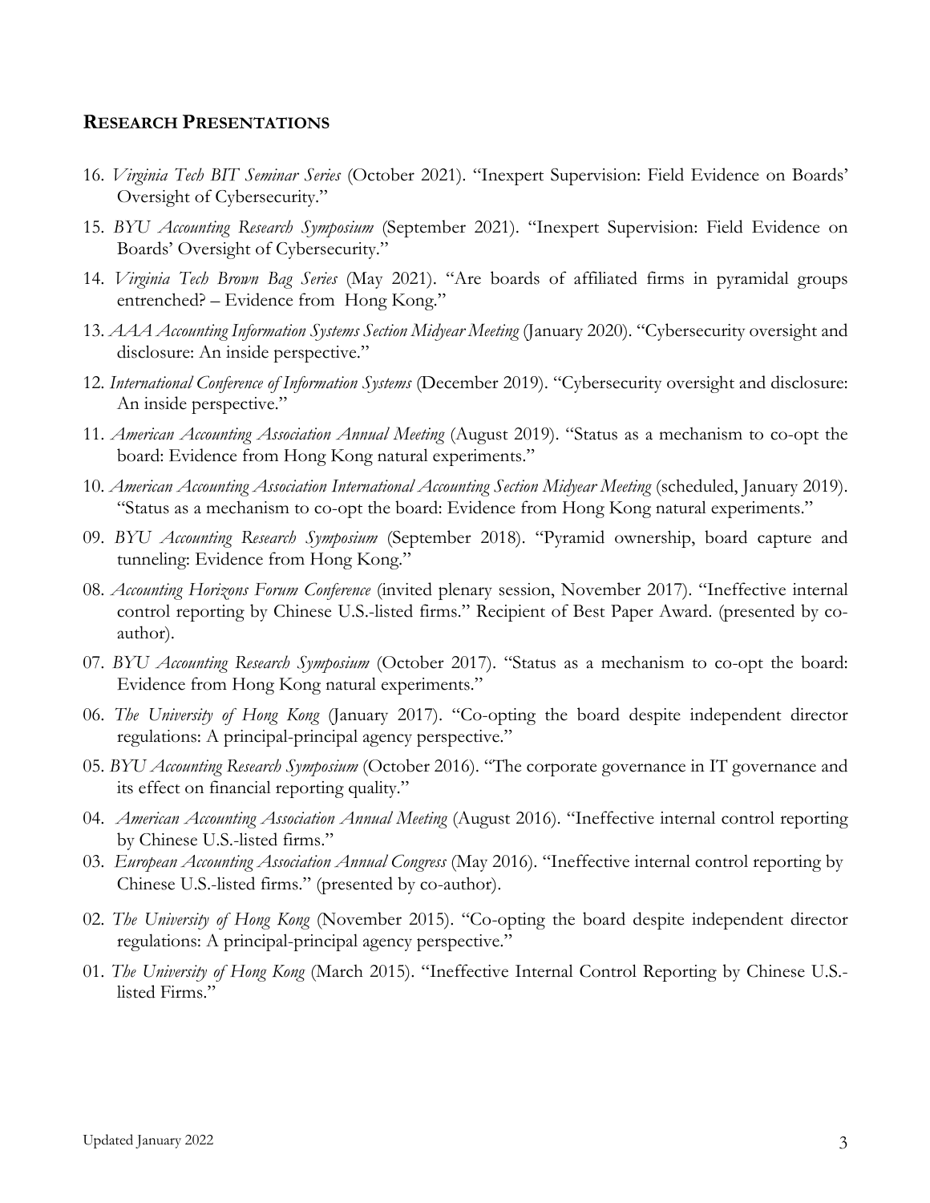## RESEARCH PRESENTATIONS

16. *Virginia Tech BIT Seminar Series* (October 2021). "Inexpert Supervision: Field Evidence on Boards' Oversight of Cybersecurity."
15. *BYU Accounting Research Symposium* (September 2021). "Inexpert Supervision: Field Evidence on Boards' Oversight of Cybersecurity."
14. *Virginia Tech Brown Bag Series* (May 2021). "Are boards of affiliated firms in pyramidal groups entrenched? – Evidence from Hong Kong."
13. *AAA Accounting Information Systems Section Midyear Meeting* (January 2020). "Cybersecurity oversight and disclosure: An inside perspective."
12. *International Conference of Information Systems* (December 2019). "Cybersecurity oversight and disclosure: An inside perspective."
11. *American Accounting Association Annual Meeting* (August 2019). "Status as a mechanism to co-opt the board: Evidence from Hong Kong natural experiments."
10. *American Accounting Association International Accounting Section Midyear Meeting* (scheduled, January 2019). "Status as a mechanism to co-opt the board: Evidence from Hong Kong natural experiments."
09. *BYU Accounting Research Symposium* (September 2018). "Pyramid ownership, board capture and tunneling: Evidence from Hong Kong."
08. *Accounting Horizons Forum Conference* (invited plenary session, November 2017). "Ineffective internal control reporting by Chinese U.S.-listed firms." Recipient of Best Paper Award. (presented by co-author).
07. *BYU Accounting Research Symposium* (October 2017). "Status as a mechanism to co-opt the board: Evidence from Hong Kong natural experiments."
06. *The University of Hong Kong* (January 2017). "Co-opting the board despite independent director regulations: A principal-principal agency perspective."
05. *BYU Accounting Research Symposium* (October 2016). "The corporate governance in IT governance and its effect on financial reporting quality."
04. *American Accounting Association Annual Meeting* (August 2016). "Ineffective internal control reporting by Chinese U.S.-listed firms."
03. *European Accounting Association Annual Congress* (May 2016). "Ineffective internal control reporting by Chinese U.S.-listed firms." (presented by co-author).
02. *The University of Hong Kong* (November 2015). "Co-opting the board despite independent director regulations: A principal-principal agency perspective."
01. *The University of Hong Kong* (March 2015). "Ineffective Internal Control Reporting by Chinese U.S.-listed Firms."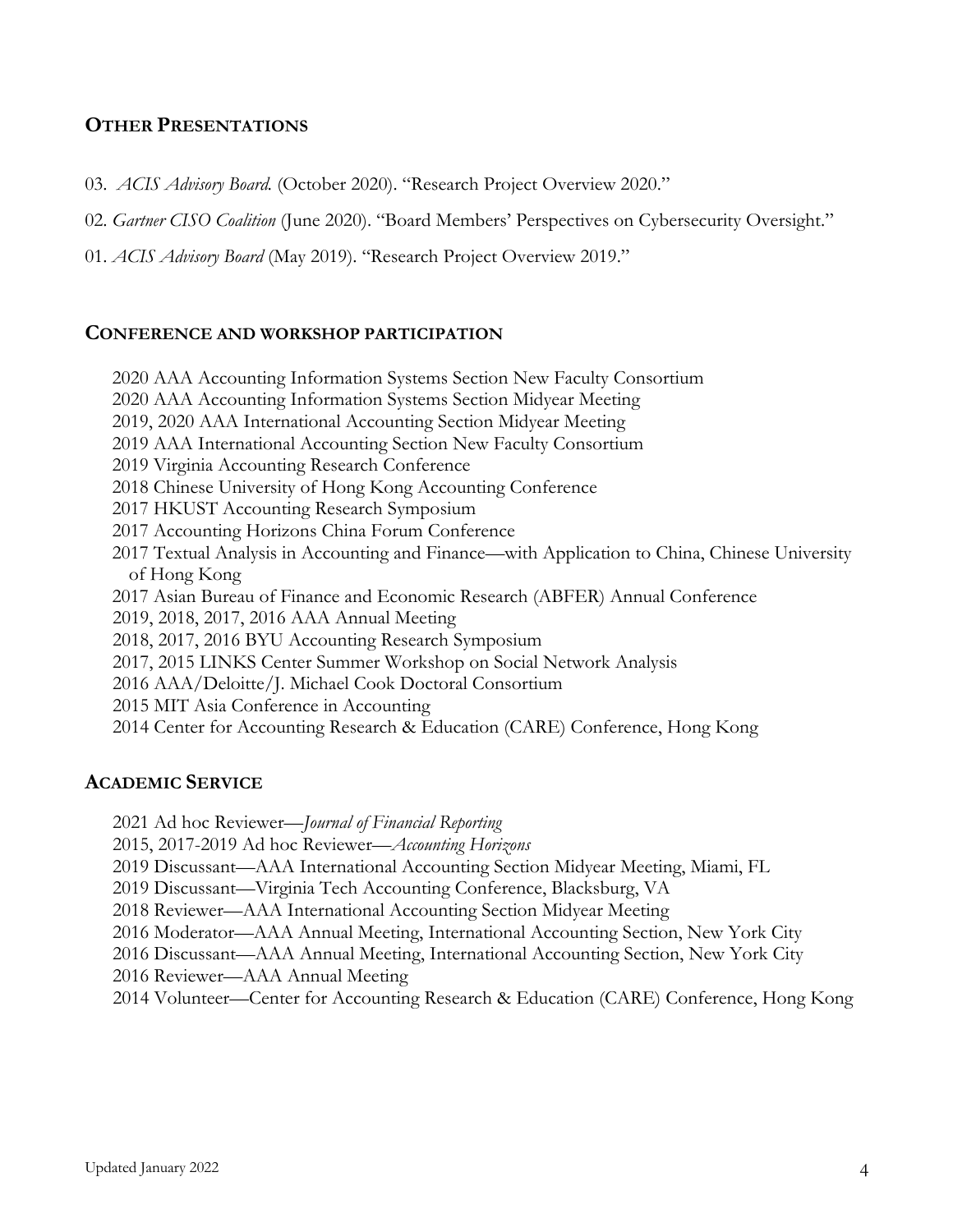## OTHER PRESENTATIONS

03. *ACIS Advisory Board.* (October 2020). "Research Project Overview 2020."

02. *Gartner CISO Coalition* (June 2020). "Board Members' Perspectives on Cybersecurity Oversight."

01. *ACIS Advisory Board* (May 2019). "Research Project Overview 2019."

## CONFERENCE AND WORKSHOP PARTICIPATION

2020 AAA Accounting Information Systems Section New Faculty Consortium
2020 AAA Accounting Information Systems Section Midyear Meeting
2019, 2020 AAA International Accounting Section Midyear Meeting
2019 AAA International Accounting Section New Faculty Consortium
2019 Virginia Accounting Research Conference
2018 Chinese University of Hong Kong Accounting Conference
2017 HKUST Accounting Research Symposium
2017 Accounting Horizons China Forum Conference
2017 Textual Analysis in Accounting and Finance—with Application to China, Chinese University of Hong Kong
2017 Asian Bureau of Finance and Economic Research (ABFER) Annual Conference
2019, 2018, 2017, 2016 AAA Annual Meeting
2018, 2017, 2016 BYU Accounting Research Symposium
2017, 2015 LINKS Center Summer Workshop on Social Network Analysis
2016 AAA/Deloitte/J. Michael Cook Doctoral Consortium
2015 MIT Asia Conference in Accounting
2014 Center for Accounting Research & Education (CARE) Conference, Hong Kong

## ACADEMIC SERVICE

2021 Ad hoc Reviewer—*Journal of Financial Reporting*
2015, 2017-2019 Ad hoc Reviewer—*Accounting Horizons*
2019 Discussant—AAA International Accounting Section Midyear Meeting, Miami, FL
2019 Discussant—Virginia Tech Accounting Conference, Blacksburg, VA
2018 Reviewer—AAA International Accounting Section Midyear Meeting
2016 Moderator—AAA Annual Meeting, International Accounting Section, New York City
2016 Discussant—AAA Annual Meeting, International Accounting Section, New York City
2016 Reviewer—AAA Annual Meeting
2014 Volunteer—Center for Accounting Research & Education (CARE) Conference, Hong Kong

Updated January 2022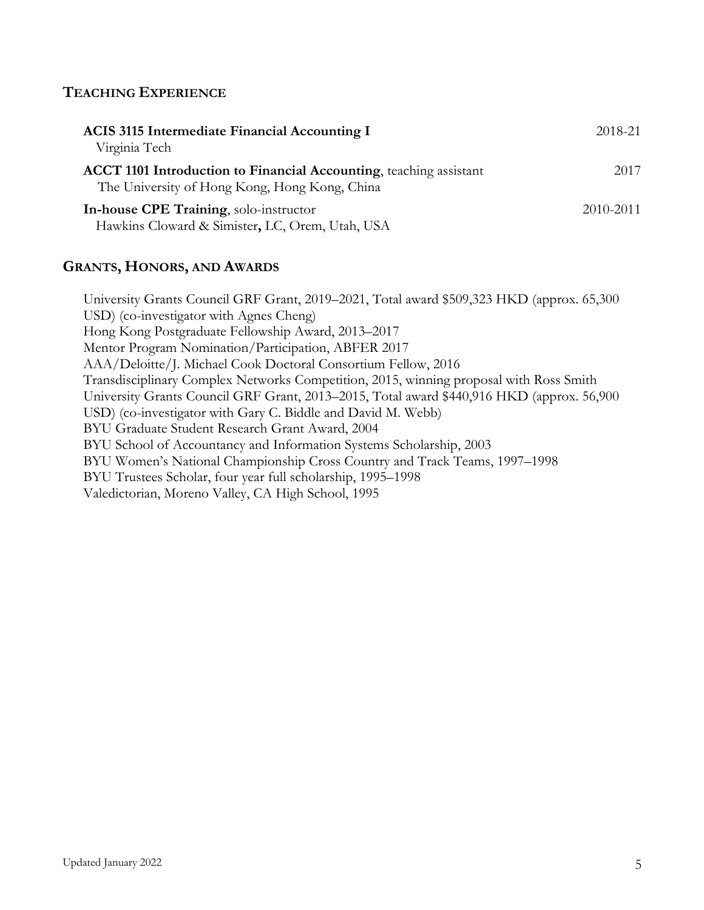## TEACHING EXPERIENCE

**ACIS 3115 Intermediate Financial Accounting I** — 2018-21
Virginia Tech

**ACCT 1101 Introduction to Financial Accounting**, teaching assistant — 2017
The University of Hong Kong, Hong Kong, China

**In-house CPE Training**, solo-instructor — 2010-2011
Hawkins Cloward & Simister, LC, Orem, Utah, USA

## GRANTS, HONORS, AND AWARDS

University Grants Council GRF Grant, 2019–2021, Total award $509,323 HKD (approx. 65,300 USD) (co-investigator with Agnes Cheng)
Hong Kong Postgraduate Fellowship Award, 2013–2017
Mentor Program Nomination/Participation, ABFER 2017
AAA/Deloitte/J. Michael Cook Doctoral Consortium Fellow, 2016
Transdisciplinary Complex Networks Competition, 2015, winning proposal with Ross Smith
University Grants Council GRF Grant, 2013–2015, Total award $440,916 HKD (approx. 56,900 USD) (co-investigator with Gary C. Biddle and David M. Webb)
BYU Graduate Student Research Grant Award, 2004
BYU School of Accountancy and Information Systems Scholarship, 2003
BYU Women's National Championship Cross Country and Track Teams, 1997–1998
BYU Trustees Scholar, four year full scholarship, 1995–1998
Valedictorian, Moreno Valley, CA High School, 1995

Updated January 2022